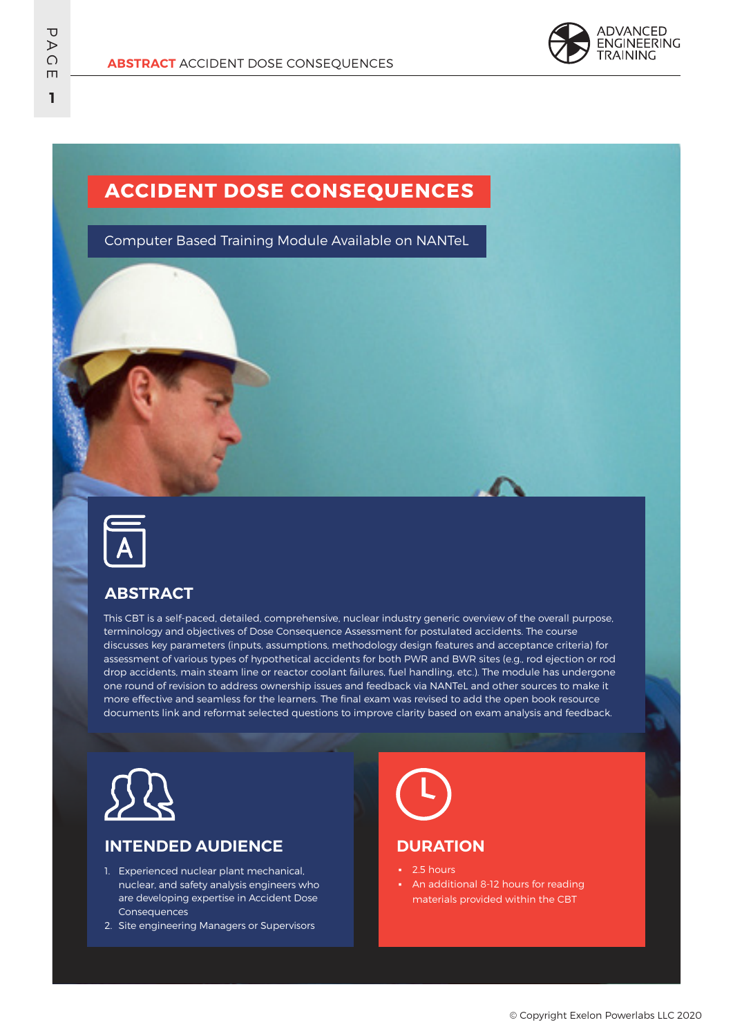# ACCIDENT DOSE CONSEQUENCES

Computer Based Training Module Available on NANTeL

## ABSTRACT

This CBT is a self-paced, detailed, comprehensive, nuclear industry generic overview of the overall purpose, terminology and objectives of Dose Consequence Assessment for postulated accidents. The course discusses key parameters (inputs, assumptions, methodology design features and acceptance criteria) for assessment of various types of hypothetical accidents for both PWR and BWR sites (e.g., rod ejection or rod drop accidents, main steam line or reactor coolant failures, fuel handling, etc.). The module has undergone one round of revision to address ownership issues and feedback via NANTeL and other sources to make it more effective and seamless for the learners. The final exam was revised to add the open book resource documents link and reformat selected questions to improve clarity based on exam analysis and feedback.

## INTENDED AUDIENCE

1. Experienced nuclear plant mechanical, nuclear, and safety analysis engineers who are developing expertise in Accident Dose Consequences
2. Site engineering Managers or Supervisors

## DURATION

- 2.5 hours
- An additional 8-12 hours for reading materials provided within the CBT

© Copyright Exelon Powerlabs LLC 2020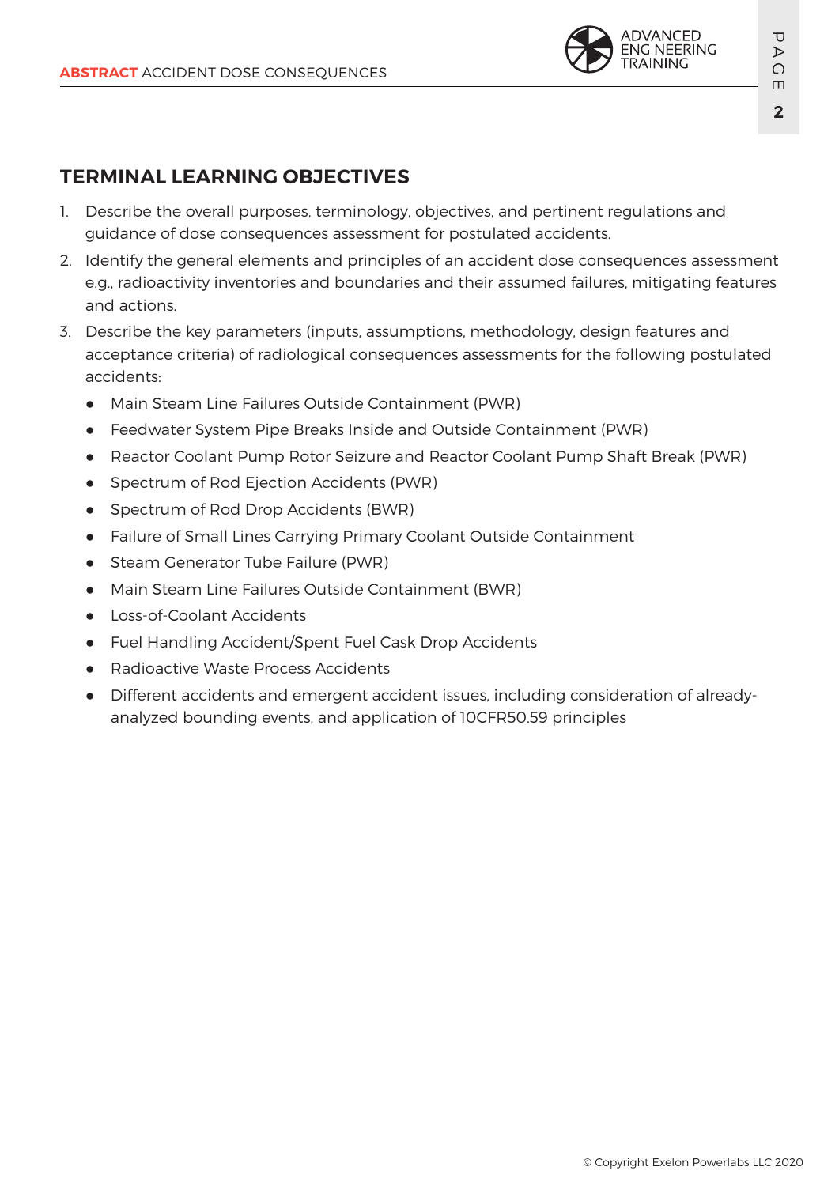## TERMINAL LEARNING OBJECTIVES

1. Describe the overall purposes, terminology, objectives, and pertinent regulations and guidance of dose consequences assessment for postulated accidents.
2. Identify the general elements and principles of an accident dose consequences assessment e.g., radioactivity inventories and boundaries and their assumed failures, mitigating features and actions.
3. Describe the key parameters (inputs, assumptions, methodology, design features and acceptance criteria) of radiological consequences assessments for the following postulated accidents:
   - Main Steam Line Failures Outside Containment (PWR)
   - Feedwater System Pipe Breaks Inside and Outside Containment (PWR)
   - Reactor Coolant Pump Rotor Seizure and Reactor Coolant Pump Shaft Break (PWR)
   - Spectrum of Rod Ejection Accidents (PWR)
   - Spectrum of Rod Drop Accidents (BWR)
   - Failure of Small Lines Carrying Primary Coolant Outside Containment
   - Steam Generator Tube Failure (PWR)
   - Main Steam Line Failures Outside Containment (BWR)
   - Loss-of-Coolant Accidents
   - Fuel Handling Accident/Spent Fuel Cask Drop Accidents
   - Radioactive Waste Process Accidents
   - Different accidents and emergent accident issues, including consideration of already-analyzed bounding events, and application of 10CFR50.59 principles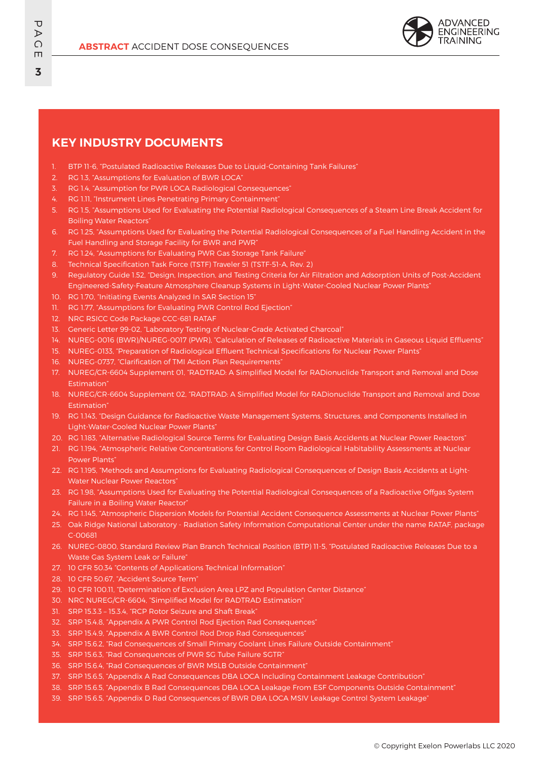## KEY INDUSTRY DOCUMENTS

1. BTP 11-6, "Postulated Radioactive Releases Due to Liquid-Containing Tank Failures"
2. RG 1.3, "Assumptions for Evaluation of BWR LOCA"
3. RG 1.4, "Assumption for PWR LOCA Radiological Consequences"
4. RG 1.11, "Instrument Lines Penetrating Primary Containment"
5. RG 1.5, "Assumptions Used for Evaluating the Potential Radiological Consequences of a Steam Line Break Accident for Boiling Water Reactors"
6. RG 1.25, "Assumptions Used for Evaluating the Potential Radiological Consequences of a Fuel Handling Accident in the Fuel Handling and Storage Facility for BWR and PWR"
7. RG 1.24, "Assumptions for Evaluating PWR Gas Storage Tank Failure"
8. Technical Specification Task Force (TSTF) Traveler 51 (TSTF-51-A, Rev. 2)
9. Regulatory Guide 1.52, "Design, Inspection, and Testing Criteria for Air Filtration and Adsorption Units of Post-Accident Engineered-Safety-Feature Atmosphere Cleanup Systems in Light-Water-Cooled Nuclear Power Plants"
10. RG 1.70, "Initiating Events Analyzed In SAR Section 15"
11. RG 1.77, "Assumptions for Evaluating PWR Control Rod Ejection"
12. NRC RSICC Code Package CCC-681 RATAF
13. Generic Letter 99-02, "Laboratory Testing of Nuclear-Grade Activated Charcoal"
14. NUREG-0016 (BWR)/NUREG-0017 (PWR), "Calculation of Releases of Radioactive Materials in Gaseous Liquid Effluents"
15. NUREG-0133, "Preparation of Radiological Effluent Technical Specifications for Nuclear Power Plants"
16. NUREG-0737, "Clarification of TMI Action Plan Requirements"
17. NUREG/CR-6604 Supplement 01, "RADTRAD: A Simplified Model for RADionuclide Transport and Removal and Dose Estimation"
18. NUREG/CR-6604 Supplement 02, "RADTRAD: A Simplified Model for RADionuclide Transport and Removal and Dose Estimation"
19. RG 1.143, "Design Guidance for Radioactive Waste Management Systems, Structures, and Components Installed in Light-Water-Cooled Nuclear Power Plants"
20. RG 1.183, "Alternative Radiological Source Terms for Evaluating Design Basis Accidents at Nuclear Power Reactors"
21. RG 1.194, "Atmospheric Relative Concentrations for Control Room Radiological Habitability Assessments at Nuclear Power Plants"
22. RG 1.195, "Methods and Assumptions for Evaluating Radiological Consequences of Design Basis Accidents at Light-Water Nuclear Power Reactors"
23. RG 1.98, "Assumptions Used for Evaluating the Potential Radiological Consequences of a Radioactive Offgas System Failure in a Boiling Water Reactor"
24. RG 1.145, "Atmospheric Dispersion Models for Potential Accident Consequence Assessments at Nuclear Power Plants"
25. Oak Ridge National Laboratory - Radiation Safety Information Computational Center under the name RATAF, package C-00681
26. NUREG-0800, Standard Review Plan Branch Technical Position (BTP) 11-5, "Postulated Radioactive Releases Due to a Waste Gas System Leak or Failure"
27. 10 CFR 50.34 "Contents of Applications Technical Information"
28. 10 CFR 50.67, "Accident Source Term"
29. 10 CFR 100.11, "Determination of Exclusion Area LPZ and Population Center Distance"
30. NRC NUREG/CR-6604, "Simplified Model for RADTRAD Estimation"
31. SRP 15.3.3 – 15.3.4, "RCP Rotor Seizure and Shaft Break"
32. SRP 15.4.8, "Appendix A PWR Control Rod Ejection Rad Consequences"
33. SRP 15.4.9, "Appendix A BWR Control Rod Drop Rad Consequences"
34. SRP 15.6.2, "Rad Consequences of Small Primary Coolant Lines Failure Outside Containment"
35. SRP 15.6.3, "Rad Consequences of PWR SG Tube Failure SGTR"
36. SRP 15.6.4, "Rad Consequences of BWR MSLB Outside Containment"
37. SRP 15.6.5, "Appendix A Rad Consequences DBA LOCA Including Containment Leakage Contribution"
38. SRP 15.6.5, "Appendix B Rad Consequences DBA LOCA Leakage From ESF Components Outside Containment"
39. SRP 15.6.5, "Appendix D Rad Consequences of BWR DBA LOCA MSIV Leakage Control System Leakage"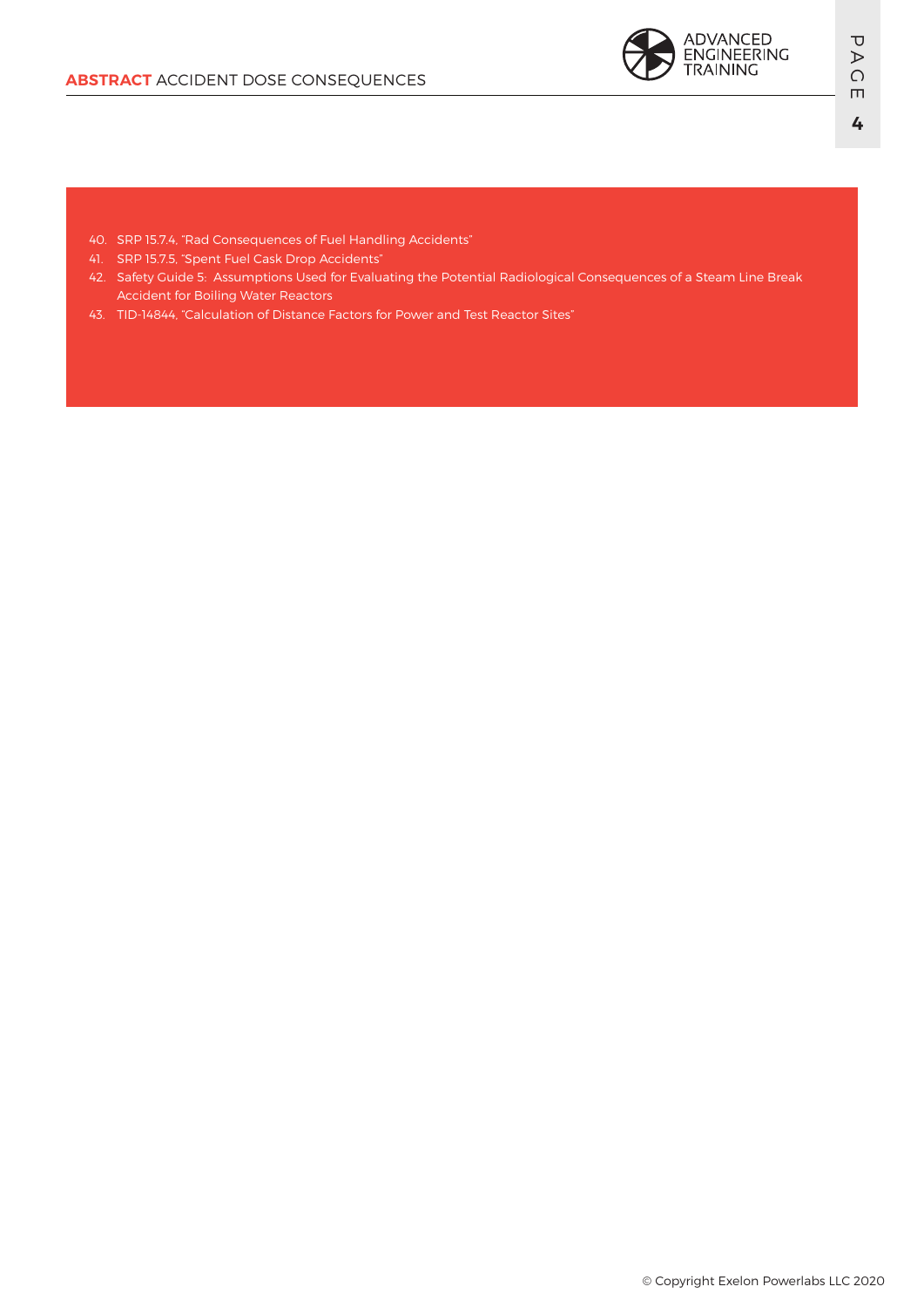40. SRP 15.7.4, "Rad Consequences of Fuel Handling Accidents"
41. SRP 15.7.5, "Spent Fuel Cask Drop Accidents"
42. Safety Guide 5: Assumptions Used for Evaluating the Potential Radiological Consequences of a Steam Line Break Accident for Boiling Water Reactors
43. TID-14844, "Calculation of Distance Factors for Power and Test Reactor Sites"